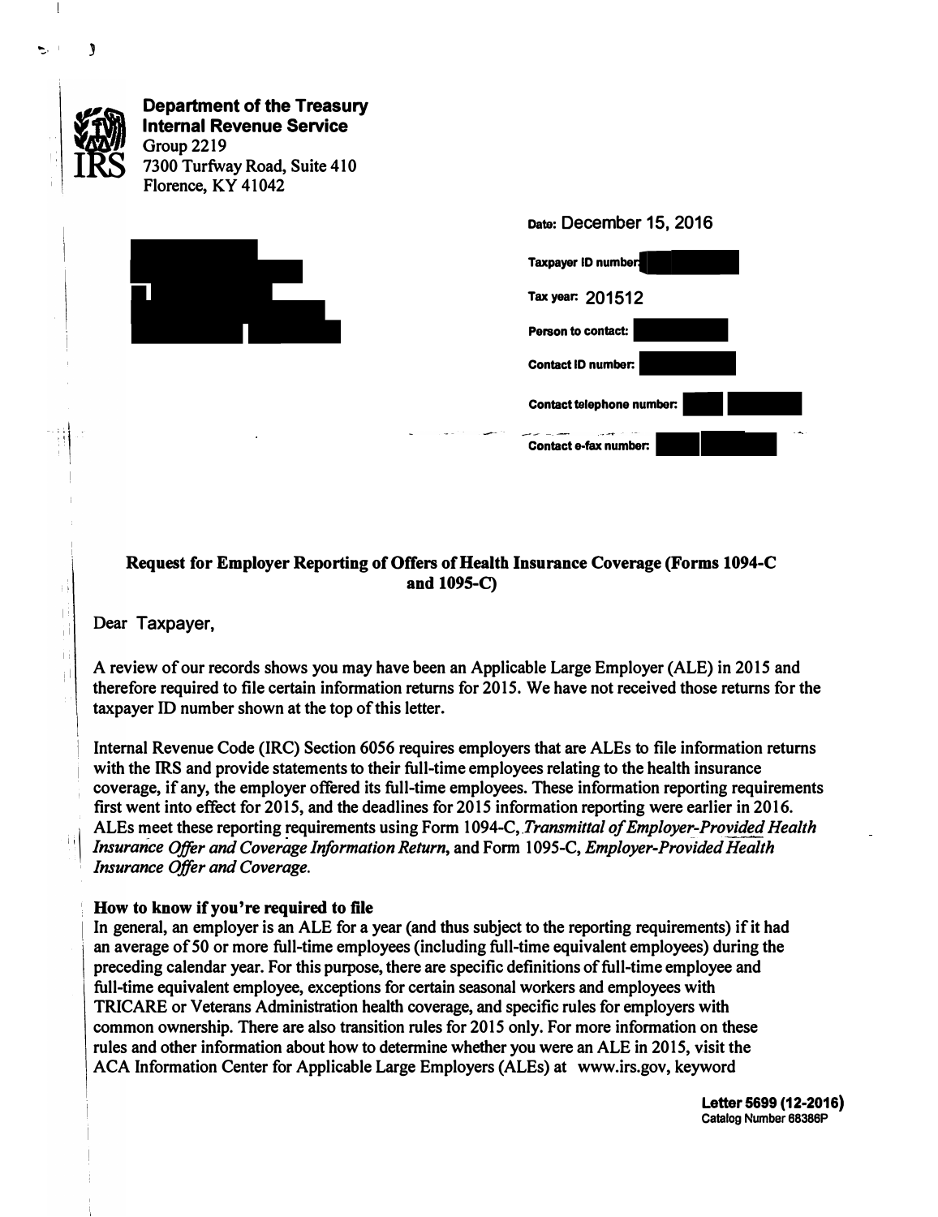**Department of the Treasury**
**Internal Revenue Service**
Group 2219
7300 Turfway Road, Suite 410
Florence, KY 41042

Date: December 15, 2016

Taxpayer ID number:

Tax year: 201512

Person to contact:

Contact ID number:

Contact telephone number:

Contact e-fax number:

**Request for Employer Reporting of Offers of Health Insurance Coverage (Forms 1094-C and 1095-C)**

Dear Taxpayer,

A review of our records shows you may have been an Applicable Large Employer (ALE) in 2015 and therefore required to file certain information returns for 2015. We have not received those returns for the taxpayer ID number shown at the top of this letter.

Internal Revenue Code (IRC) Section 6056 requires employers that are ALEs to file information returns with the IRS and provide statements to their full-time employees relating to the health insurance coverage, if any, the employer offered its full-time employees. These information reporting requirements first went into effect for 2015, and the deadlines for 2015 information reporting were earlier in 2016. ALEs meet these reporting requirements using Form 1094-C, *Transmittal of Employer-Provided Health Insurance Offer and Coverage Information Return*, and Form 1095-C, *Employer-Provided Health Insurance Offer and Coverage.*

**How to know if you're required to file**

In general, an employer is an ALE for a year (and thus subject to the reporting requirements) if it had an average of 50 or more full-time employees (including full-time equivalent employees) during the preceding calendar year. For this purpose, there are specific definitions of full-time employee and full-time equivalent employee, exceptions for certain seasonal workers and employees with TRICARE or Veterans Administration health coverage, and specific rules for employers with common ownership. There are also transition rules for 2015 only. For more information on these rules and other information about how to determine whether you were an ALE in 2015, visit the ACA Information Center for Applicable Large Employers (ALEs) at www.irs.gov, keyword

**Letter 5699 (12-2016)**
Catalog Number 68386P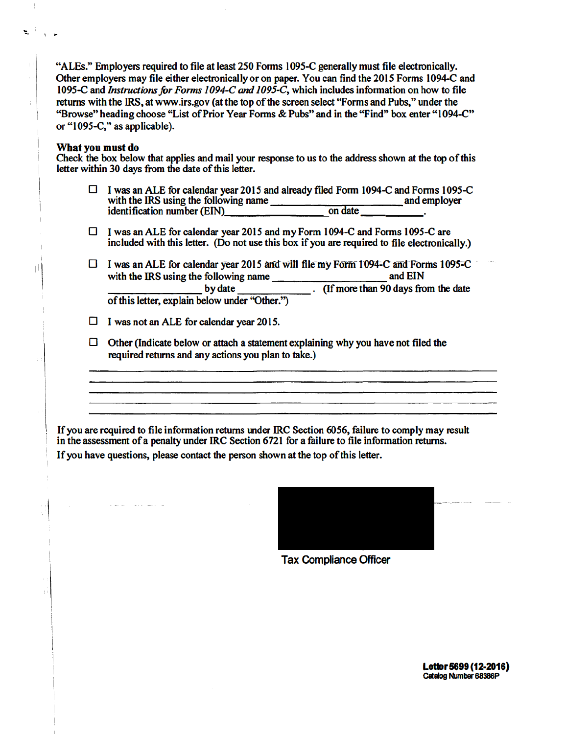"ALEs." Employers required to file at least 250 Forms 1095-C generally must file electronically. Other employers may file either electronically or on paper. You can find the 2015 Forms 1094-C and 1095-C and *Instructions for Forms 1094-C and 1095-C*, which includes information on how to file returns with the IRS, at www.irs.gov (at the top of the screen select "Forms and Pubs," under the "Browse" heading choose "List of Prior Year Forms & Pubs" and in the "Find" box enter "1094-C" or "1095-C," as applicable).

**What you must do**

Check the box below that applies and mail your response to us to the address shown at the top of this letter within 30 days from the date of this letter.

☐ I was an ALE for calendar year 2015 and already filed Form 1094-C and Forms 1095-C with the IRS using the following name ________________________ and employer identification number (EIN)____________________ on date ____________.

☐ I was an ALE for calendar year 2015 and my Form 1094-C and Forms 1095-C are included with this letter. (Do not use this box if you are required to file electronically.)

☐ I was an ALE for calendar year 2015 and will file my Form 1094-C and Forms 1095-C with the IRS using the following name ________________________ and EIN ________________ by date ______________. (If more than 90 days from the date of this letter, explain below under "Other.")

☐ I was not an ALE for calendar year 2015.

☐ Other (Indicate below or attach a statement explaining why you have not filed the required returns and any actions you plan to take.)

______________________________________________________________________

______________________________________________________________________

______________________________________________________________________

______________________________________________________________________

______________________________________________________________________

If you are required to file information returns under IRC Section 6056, failure to comply may result in the assessment of a penalty under IRC Section 6721 for a failure to file information returns.

If you have questions, please contact the person shown at the top of this letter.

Tax Compliance Officer

**Letter 5699 (12-2016)**
**Catalog Number 68386P**